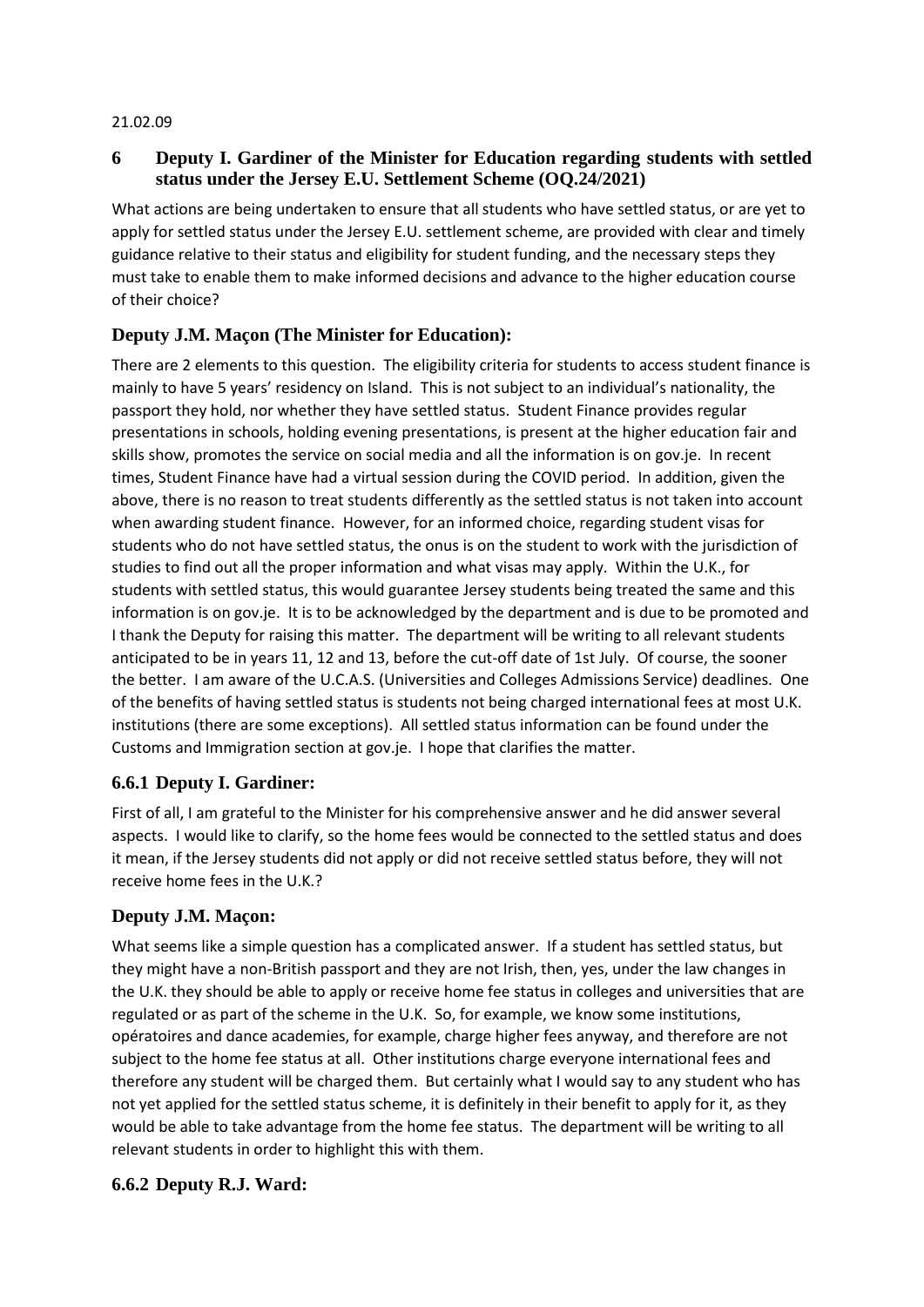21.02.09

## 6 Deputy I. Gardiner of the Minister for Education regarding students with settled status under the Jersey E.U. Settlement Scheme (OQ.24/2021)

What actions are being undertaken to ensure that all students who have settled status, or are yet to apply for settled status under the Jersey E.U. settlement scheme, are provided with clear and timely guidance relative to their status and eligibility for student funding, and the necessary steps they must take to enable them to make informed decisions and advance to the higher education course of their choice?

### Deputy J.M. Maçon (The Minister for Education):

There are 2 elements to this question. The eligibility criteria for students to access student finance is mainly to have 5 years' residency on Island. This is not subject to an individual's nationality, the passport they hold, nor whether they have settled status. Student Finance provides regular presentations in schools, holding evening presentations, is present at the higher education fair and skills show, promotes the service on social media and all the information is on gov.je. In recent times, Student Finance have had a virtual session during the COVID period. In addition, given the above, there is no reason to treat students differently as the settled status is not taken into account when awarding student finance. However, for an informed choice, regarding student visas for students who do not have settled status, the onus is on the student to work with the jurisdiction of studies to find out all the proper information and what visas may apply. Within the U.K., for students with settled status, this would guarantee Jersey students being treated the same and this information is on gov.je. It is to be acknowledged by the department and is due to be promoted and I thank the Deputy for raising this matter. The department will be writing to all relevant students anticipated to be in years 11, 12 and 13, before the cut-off date of 1st July. Of course, the sooner the better. I am aware of the U.C.A.S. (Universities and Colleges Admissions Service) deadlines. One of the benefits of having settled status is students not being charged international fees at most U.K. institutions (there are some exceptions). All settled status information can be found under the Customs and Immigration section at gov.je. I hope that clarifies the matter.

### 6.6.1 Deputy I. Gardiner:

First of all, I am grateful to the Minister for his comprehensive answer and he did answer several aspects. I would like to clarify, so the home fees would be connected to the settled status and does it mean, if the Jersey students did not apply or did not receive settled status before, they will not receive home fees in the U.K.?

### Deputy J.M. Maçon:

What seems like a simple question has a complicated answer. If a student has settled status, but they might have a non-British passport and they are not Irish, then, yes, under the law changes in the U.K. they should be able to apply or receive home fee status in colleges and universities that are regulated or as part of the scheme in the U.K. So, for example, we know some institutions, opératoires and dance academies, for example, charge higher fees anyway, and therefore are not subject to the home fee status at all. Other institutions charge everyone international fees and therefore any student will be charged them. But certainly what I would say to any student who has not yet applied for the settled status scheme, it is definitely in their benefit to apply for it, as they would be able to take advantage from the home fee status. The department will be writing to all relevant students in order to highlight this with them.

### 6.6.2 Deputy R.J. Ward: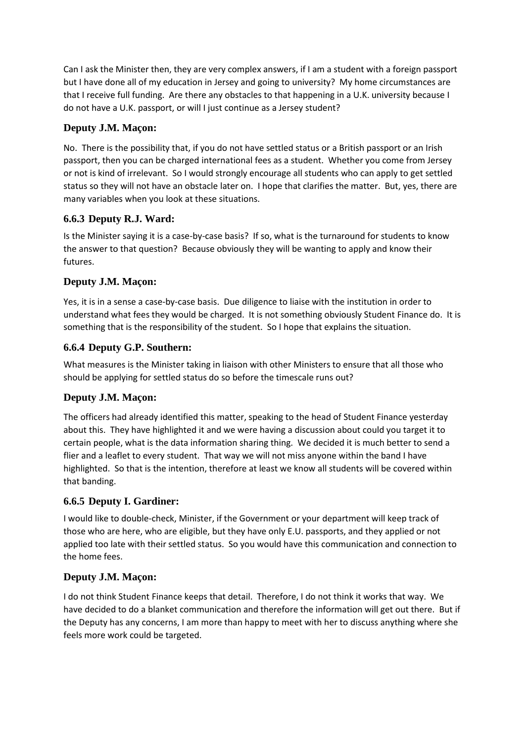Can I ask the Minister then, they are very complex answers, if I am a student with a foreign passport but I have done all of my education in Jersey and going to university? My home circumstances are that I receive full funding. Are there any obstacles to that happening in a U.K. university because I do not have a U.K. passport, or will I just continue as a Jersey student?

### Deputy J.M. Maçon:

No. There is the possibility that, if you do not have settled status or a British passport or an Irish passport, then you can be charged international fees as a student. Whether you come from Jersey or not is kind of irrelevant. So I would strongly encourage all students who can apply to get settled status so they will not have an obstacle later on. I hope that clarifies the matter. But, yes, there are many variables when you look at these situations.

### 6.6.3 Deputy R.J. Ward:

Is the Minister saying it is a case-by-case basis? If so, what is the turnaround for students to know the answer to that question? Because obviously they will be wanting to apply and know their futures.

### Deputy J.M. Maçon:

Yes, it is in a sense a case-by-case basis. Due diligence to liaise with the institution in order to understand what fees they would be charged. It is not something obviously Student Finance do. It is something that is the responsibility of the student. So I hope that explains the situation.

### 6.6.4 Deputy G.P. Southern:

What measures is the Minister taking in liaison with other Ministers to ensure that all those who should be applying for settled status do so before the timescale runs out?

### Deputy J.M. Maçon:

The officers had already identified this matter, speaking to the head of Student Finance yesterday about this. They have highlighted it and we were having a discussion about could you target it to certain people, what is the data information sharing thing. We decided it is much better to send a flier and a leaflet to every student. That way we will not miss anyone within the band I have highlighted. So that is the intention, therefore at least we know all students will be covered within that banding.

### 6.6.5 Deputy I. Gardiner:

I would like to double-check, Minister, if the Government or your department will keep track of those who are here, who are eligible, but they have only E.U. passports, and they applied or not applied too late with their settled status. So you would have this communication and connection to the home fees.

### Deputy J.M. Maçon:

I do not think Student Finance keeps that detail. Therefore, I do not think it works that way. We have decided to do a blanket communication and therefore the information will get out there. But if the Deputy has any concerns, I am more than happy to meet with her to discuss anything where she feels more work could be targeted.